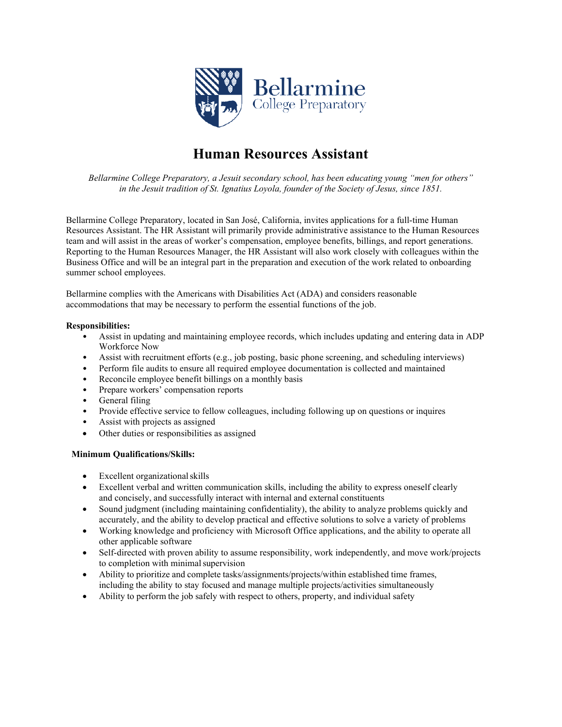Bellarmine College Preparatory

# Human Resources Assistant

*Bellarmine College Preparatory, a Jesuit secondary school, has been educating young "men for others" in the Jesuit tradition of St. Ignatius Loyola, founder of the Society of Jesus, since 1851.*

Bellarmine College Preparatory, located in San José, California, invites applications for a full-time Human Resources Assistant. The HR Assistant will primarily provide administrative assistance to the Human Resources team and will assist in the areas of worker's compensation, employee benefits, billings, and report generations. Reporting to the Human Resources Manager, the HR Assistant will also work closely with colleagues within the Business Office and will be an integral part in the preparation and execution of the work related to onboarding summer school employees.

Bellarmine complies with the Americans with Disabilities Act (ADA) and considers reasonable accommodations that may be necessary to perform the essential functions of the job.

**Responsibilities:**

- Assist in updating and maintaining employee records, which includes updating and entering data in ADP Workforce Now
- Assist with recruitment efforts (e.g., job posting, basic phone screening, and scheduling interviews)
- Perform file audits to ensure all required employee documentation is collected and maintained
- Reconcile employee benefit billings on a monthly basis
- Prepare workers' compensation reports
- General filing
- Provide effective service to fellow colleagues, including following up on questions or inquires
- Assist with projects as assigned
- Other duties or responsibilities as assigned

**Minimum Qualifications/Skills:**

- Excellent organizational skills
- Excellent verbal and written communication skills, including the ability to express oneself clearly and concisely, and successfully interact with internal and external constituents
- Sound judgment (including maintaining confidentiality), the ability to analyze problems quickly and accurately, and the ability to develop practical and effective solutions to solve a variety of problems
- Working knowledge and proficiency with Microsoft Office applications, and the ability to operate all other applicable software
- Self-directed with proven ability to assume responsibility, work independently, and move work/projects to completion with minimal supervision
- Ability to prioritize and complete tasks/assignments/projects/within established time frames, including the ability to stay focused and manage multiple projects/activities simultaneously
- Ability to perform the job safely with respect to others, property, and individual safety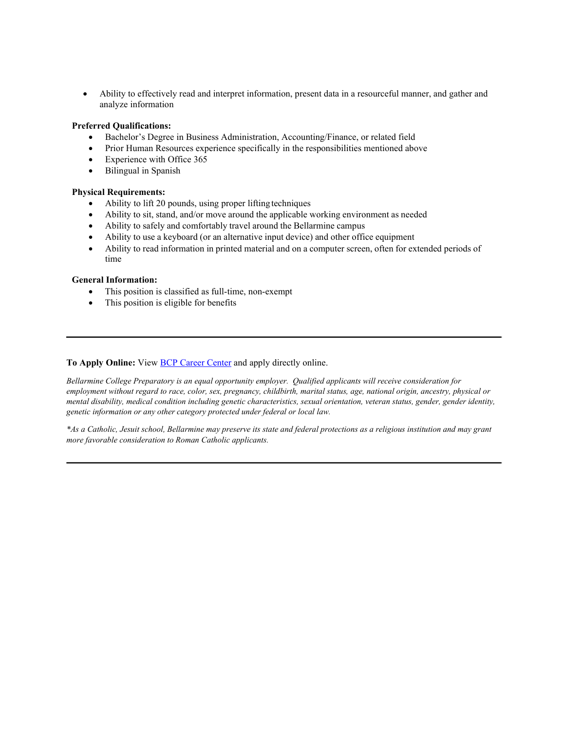- Ability to effectively read and interpret information, present data in a resourceful manner, and gather and analyze information

**Preferred Qualifications:**

- Bachelor's Degree in Business Administration, Accounting/Finance, or related field
- Prior Human Resources experience specifically in the responsibilities mentioned above
- Experience with Office 365
- Bilingual in Spanish

**Physical Requirements:**

- Ability to lift 20 pounds, using proper lifting techniques
- Ability to sit, stand, and/or move around the applicable working environment as needed
- Ability to safely and comfortably travel around the Bellarmine campus
- Ability to use a keyboard (or an alternative input device) and other office equipment
- Ability to read information in printed material and on a computer screen, often for extended periods of time

**General Information:**

- This position is classified as full-time, non-exempt
- This position is eligible for benefits

---

**To Apply Online:** View BCP Career Center and apply directly online.

*Bellarmine College Preparatory is an equal opportunity employer. Qualified applicants will receive consideration for employment without regard to race, color, sex, pregnancy, childbirth, marital status, age, national origin, ancestry, physical or mental disability, medical condition including genetic characteristics, sexual orientation, veteran status, gender, gender identity, genetic information or any other category protected under federal or local law.*

**As a Catholic, Jesuit school, Bellarmine may preserve its state and federal protections as a religious institution and may grant more favorable consideration to Roman Catholic applicants.*

---